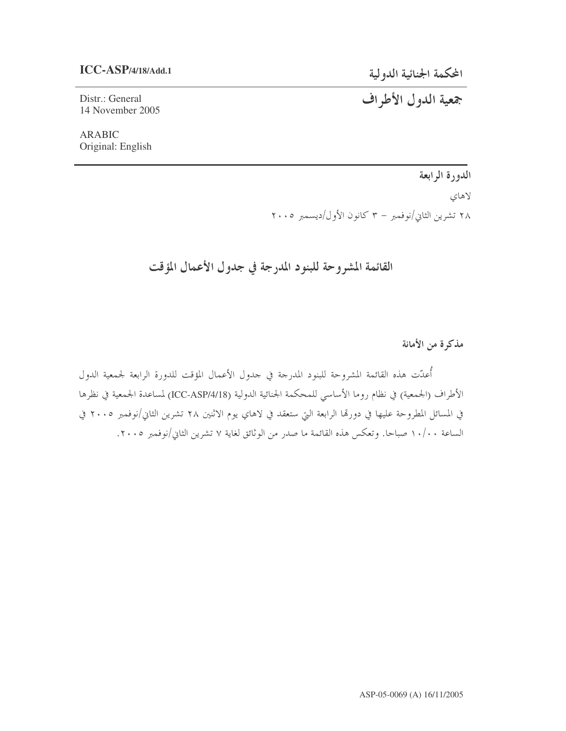ICC-ASP/4/18/Add.1

Distr.: General
14 November 2005

ARABIC
Original: English

المحكمة الجنائية الدولية

جمعية الدول الأطراف

الدورة الرابعة

لاهاي

٢٨ تشرين الثاني/نوفمبر – ٣ كانون الأول/ديسمبر ٢٠٠٥

# القائمة المشروحة للبنود المدرجة في جدول الأعمال المؤقت

## مذكرة من الأمانة

أُعدّت هذه القائمة المشروحة للبنود المدرجة في جدول الأعمال المؤقت للدورة الرابعة لجمعية الدول الأطراف (الجمعية) في نظام روما الأساسي للمحكمة الجنائية الدولية (ICC-ASP/4/18) لمساعدة الجمعية في نظرها في المسائل المطروحة عليها في دورتها الرابعة التي ستعقد في لاهاي يوم الاثنين ٢٨ تشرين الثاني/نوفمبر ٢٠٠٥ في الساعة ١٠/٠٠ صباحا. وتعكس هذه القائمة ما صدر من الوثائق لغاية ٧ تشرين الثاني/نوفمبر ٢٠٠٥.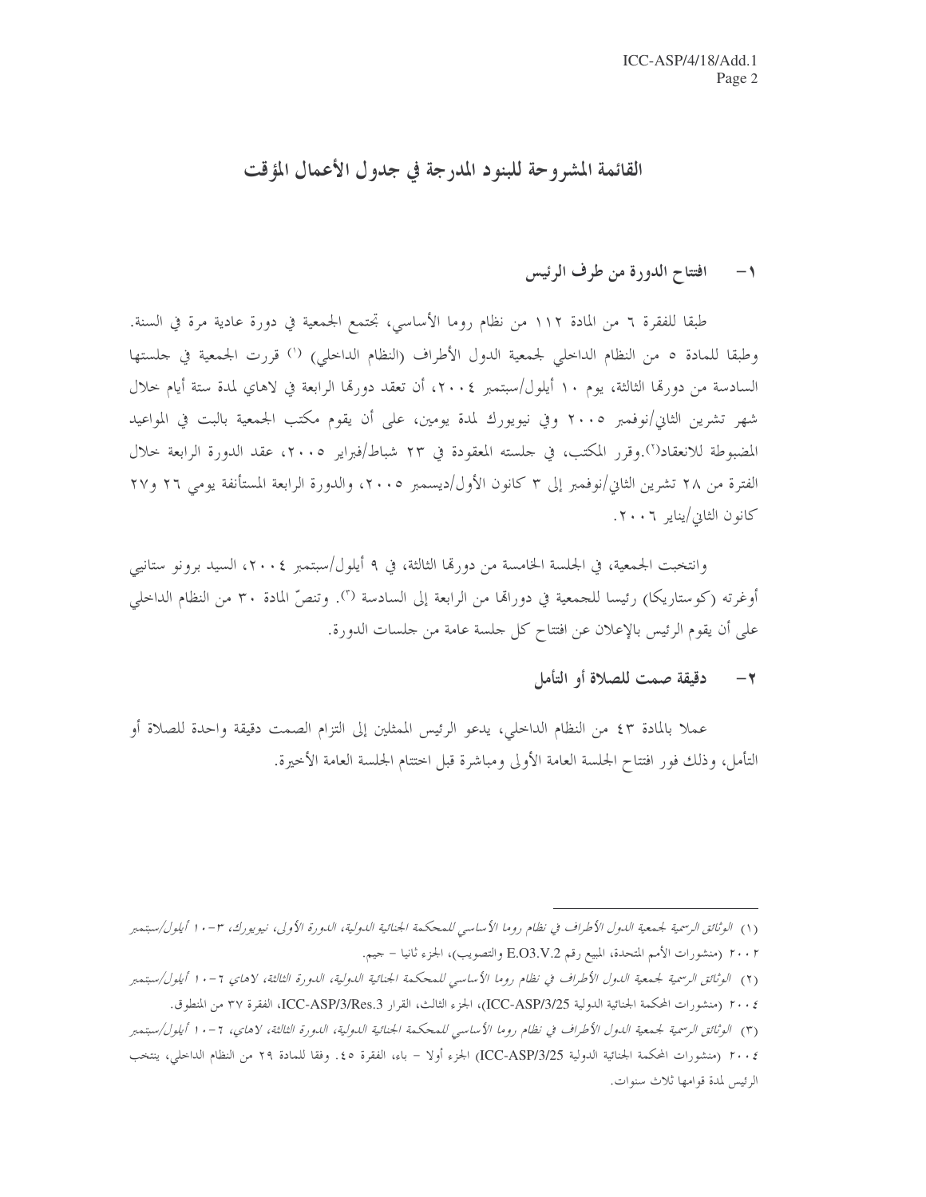# القائمة المشروحة للبنود المدرجة في جدول الأعمال المؤقت

## ١ - افتتاح الدورة من طرف الرئيس

طبقا للفقرة ٦ من المادة ١١٢ من نظام روما الأساسي، تجتمع الجمعية في دورة عادية مرة في السنة. وطبقا للمادة ٥ من النظام الداخلي لجمعية الدول الأطراف (النظام الداخلي) [(١)] قررت الجمعية في جلستها السادسة من دورتها الثالثة، يوم ١٠ أيلول/سبتمبر ٢٠٠٤، أن تعقد دورتها الرابعة في لاهاي لمدة ستة أيام خلال شهر تشرين الثاني/نوفمبر ٢٠٠٥ وفي نيويورك لمدة يومين، على أن يقوم مكتب الجمعية بالبت في المواعيد المضبوطة للانعقاد[(٢)].وقرر المكتب، في جلسته المعقودة في ٢٣ شباط/فبراير ٢٠٠٥، عقد الدورة الرابعة خلال الفترة من ٢٨ تشرين الثاني/نوفمبر إلى ٣ كانون الأول/ديسمبر ٢٠٠٥، والدورة الرابعة المستأنفة يومي ٢٦ و٢٧ كانون الثاني/يناير ٢٠٠٦.

وانتخبت الجمعية، في الجلسة الخامسة من دورتها الثالثة، في ٩ أيلول/سبتمبر ٢٠٠٤، السيد برونو ستانيي أوغرته (كوستاريكا) رئيسا للجمعية في دوراتها من الرابعة إلى السادسة [(٣)]. وتنصّ المادة ٣٠ من النظام الداخلي على أن يقوم الرئيس بالإعلان عن افتتاح كل جلسة عامة من جلسات الدورة.

## ٢ - دقيقة صمت للصلاة أو التأمل

عملا بالمادة ٤٣ من النظام الداخلي، يدعو الرئيس الممثلين إلى التزام الصمت دقيقة واحدة للصلاة أو التأمل، وذلك فور افتتاح الجلسة العامة الأولى ومباشرة قبل اختتام الجلسة العامة الأخيرة.

---

(١) *الوثائق الرسمية لجمعية الدول الأطراف في نظام روما الأساسي للمحكمة الجنائية الدولية، الدورة الأولى، نيويورك، ٣-١٠ أيلول/سبتمبر ٢٠٠٢* (منشورات الأمم المتحدة، المبيع رقم E.O3.V.2 والتصويب)، الجزء ثانيا – جيم.

(٢) *الوثائق الرسمية لجمعية الدول الأطراف في نظام روما الأساسي للمحكمة الجنائية الدولية، الدورة الثالثة، لاهاي ٦-١٠ أيلول/سبتمبر ٢٠٠٤* (منشورات المحكمة الجنائية الدولية ICC-ASP/3/25)، الجزء الثالث، القرار ICC-ASP/3/Res.3، الفقرة ٣٧ من المنطوق.

(٣) *الوثائق الرسمية لجمعية الدول الأطراف في نظام روما الأساسي للمحكمة الجنائية الدولية، الدورة الثالثة، لاهاي، ٦-١٠ أيلول/سبتمبر ٢٠٠٤* (منشورات المحكمة الجنائية الدولية ICC-ASP/3/25) الجزء أولا – باء، الفقرة ٤٥. وفقا للمادة ٢٩ من النظام الداخلي، ينتخب الرئيس لمدة قوامها ثلاث سنوات.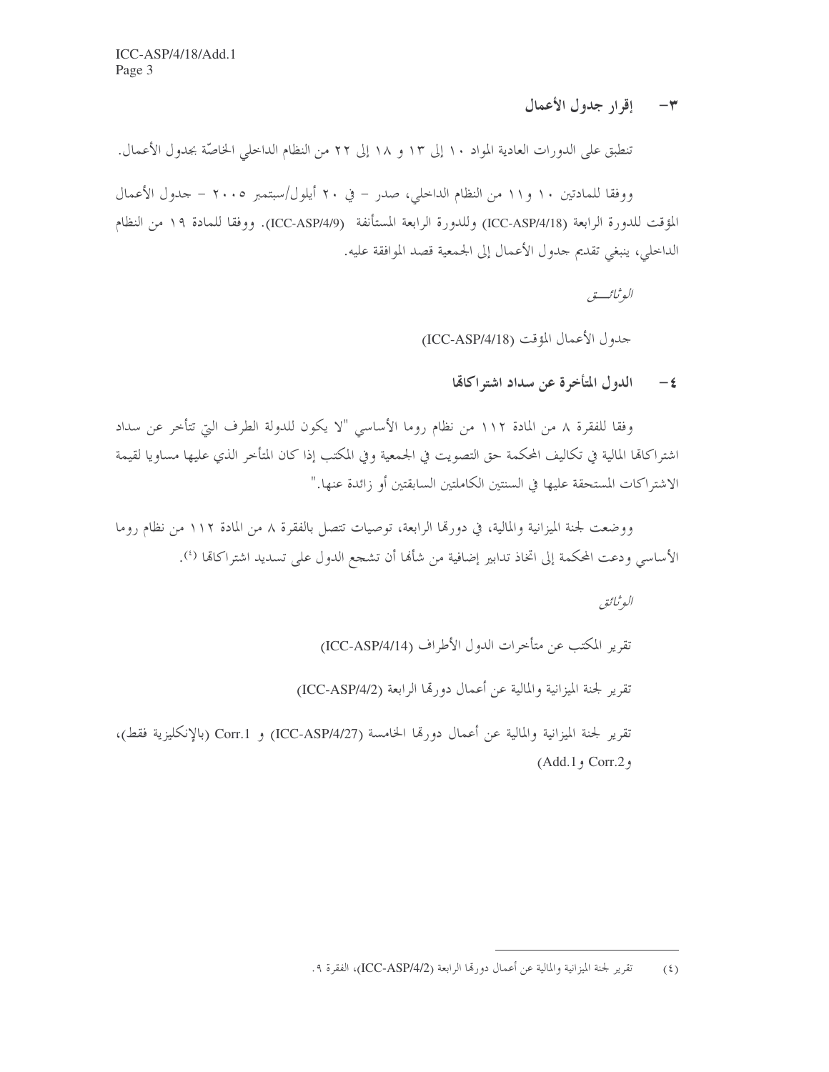## ٣- إقرار جدول الأعمال

تنطبق على الدورات العادية المواد ١٠ إلى ١٣ و ١٨ إلى ٢٢ من النظام الداخلي الخاصّة بجدول الأعمال.

ووفقا للمادتين ١٠ و١١ من النظام الداخلي، صدر – في ٢٠ أيلول/سبتمبر ٢٠٠٥ – جدول الأعمال المؤقت للدورة الرابعة (ICC-ASP/4/18) وللدورة الرابعة المستأنفة (ICC-ASP/4/9). ووفقا للمادة ١٩ من النظام الداخلي، ينبغي تقديم جدول الأعمال إلى الجمعية قصد الموافقة عليه.

*الوثائـق*

جدول الأعمال المؤقت (ICC-ASP/4/18)

## ٤- الدول المتأخرة عن سداد اشتراكاها

وفقا للفقرة ٨ من المادة ١١٢ من نظام روما الأساسي "لا يكون للدولة الطرف التي تتأخر عن سداد اشتراكاها المالية في تكاليف المحكمة حق التصويت في الجمعية وفي المكتب إذا كان المتأخر الذي عليها مساويا لقيمة الاشتراكات المستحقة عليها في السنتين الكاملتين السابقتين أو زائدة عنها."

ووضعت لجنة الميزانية والمالية، في دورها الرابعة، توصيات تتصل بالفقرة ٨ من المادة ١١٢ من نظام روما الأساسي ودعت المحكمة إلى اتخاذ تدابير إضافية من شأنها أن تشجع الدول على تسديد اشتراكاها [٤].

*الوثائق*

تقرير المكتب عن متأخرات الدول الأطراف (ICC-ASP/4/14)

تقرير لجنة الميزانية والمالية عن أعمال دورها الرابعة (ICC-ASP/4/2)

تقرير لجنة الميزانية والمالية عن أعمال دورها الخامسة (ICC-ASP/4/27) و Corr.1 (بالإنكليزية فقط)، وCorr.2 وAdd.1)

---

(٤) تقرير لجنة الميزانية والمالية عن أعمال دورها الرابعة (ICC-ASP/4/2)، الفقرة ٩.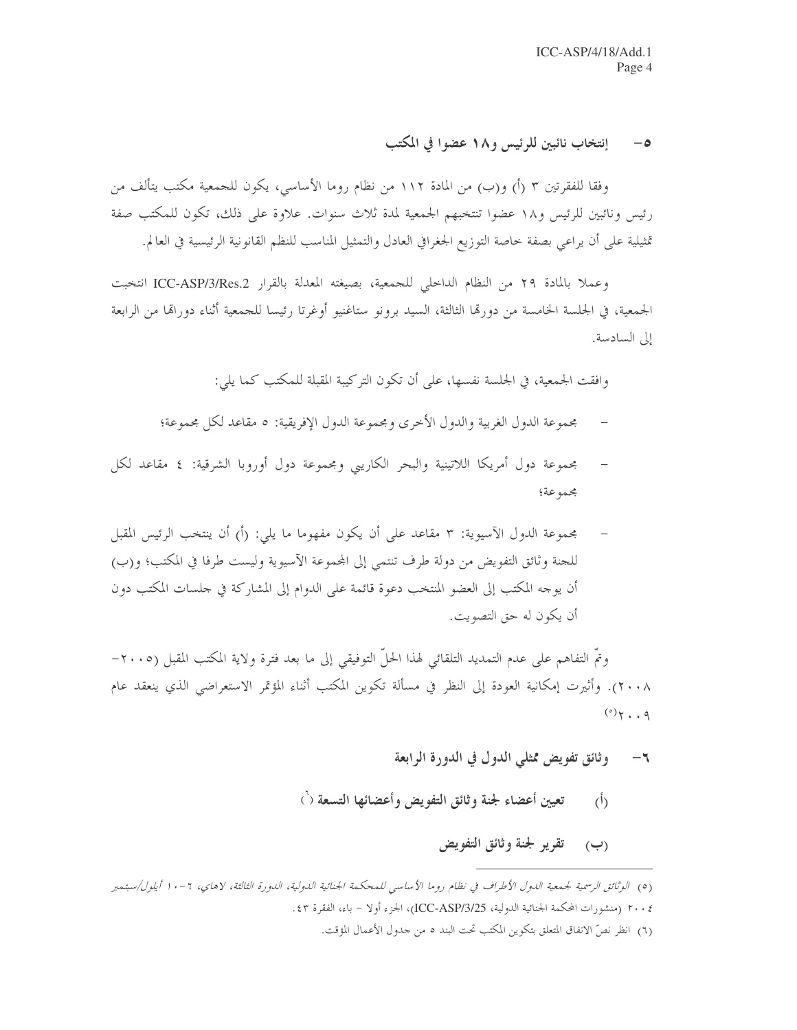### ٥- إنتخاب نائبين للرئيس و١٨ عضوا في المكتب

وفقا للفقرتين ٣ (أ) و(ب) من المادة ١١٢ من نظام روما الأساسي، يكون للجمعية مكتب يتألف من رئيس ونائبين للرئيس و١٨ عضوا تنتخبهم الجمعية لمدة ثلاث سنوات. علاوة على ذلك، تكون للمكتب صفة تمثيلية على أن يراعي بصفة خاصة التوزيع الجغرافي العادل والتمثيل المناسب للنظم القانونية الرئيسية في العالم.

وعملا بالمادة ٢٩ من النظام الداخلي للجمعية، بصيغته المعدلة بالقرار ICC-ASP/3/Res.2 انتخبت الجمعية، في الجلسة الخامسة من دورتها الثالثة، السيد برونو ستاغنيو أوغرتا رئيسا للجمعية أثناء دوراتها من الرابعة إلى السادسة.

وافقت الجمعية، في الجلسة نفسها، على أن تكون التركيبة المقبلة للمكتب كما يلي:

- مجموعة الدول الغربية والدول الأخرى ومجموعة الدول الإفريقية: ٥ مقاعد لكل مجموعة؛
- مجموعة دول أمريكا اللاتينية والبحر الكاريبي ومجموعة دول أوروبا الشرقية: ٤ مقاعد لكل مجموعة؛
- مجموعة الدول الآسيوية: ٣ مقاعد على أن يكون مفهوما ما يلي: (أ) أن ينتخب الرئيس المقبل للجنة وثائق التفويض من دولة طرف تنتمي إلى المجموعة الآسيوية وليست طرفا في المكتب؛ و(ب) أن يوجه المكتب إلى العضو المنتخب دعوة قائمة على الدوام إلى المشاركة في جلسات المكتب دون أن يكون له حق التصويت.

وتمّ التفاهم على عدم التمديد التلقائي لهذا الحلّ التوفيقي إلى ما بعد فترة ولاية المكتب المقبل (٢٠٠٥-٢٠٠٨). وأثيرت إمكانية العودة إلى النظر في مسألة تكوين المكتب أثناء المؤتمر الاستعراضي الذي ينعقد عام ٢٠٠٩[٥].

### ٦- وثائق تفويض ممثلي الدول في الدورة الرابعة

#### (أ) تعيين أعضاء لجنة وثائق التفويض وأعضائها التسعة [٦]

#### (ب) تقرير لجنة وثائق التفويض

---

(٥) *الوثائق الرسمية لجمعية الدول الأطراف في نظام روما الأساسي للمحكمة الجنائية الدولية، الدورة الثالثة، لاهاي، ٦-١٠ أيلول/سبتمبر* ٢٠٠٤ (منشورات المحكمة الجنائية الدولية، ICC-ASP/3/25)، الجزء أولا - باء، الفقرة ٤٣.

(٦) انظر نصّ الاتفاق المتعلق بتكوين المكتب تحت البند ٥ من جدول الأعمال المؤقت.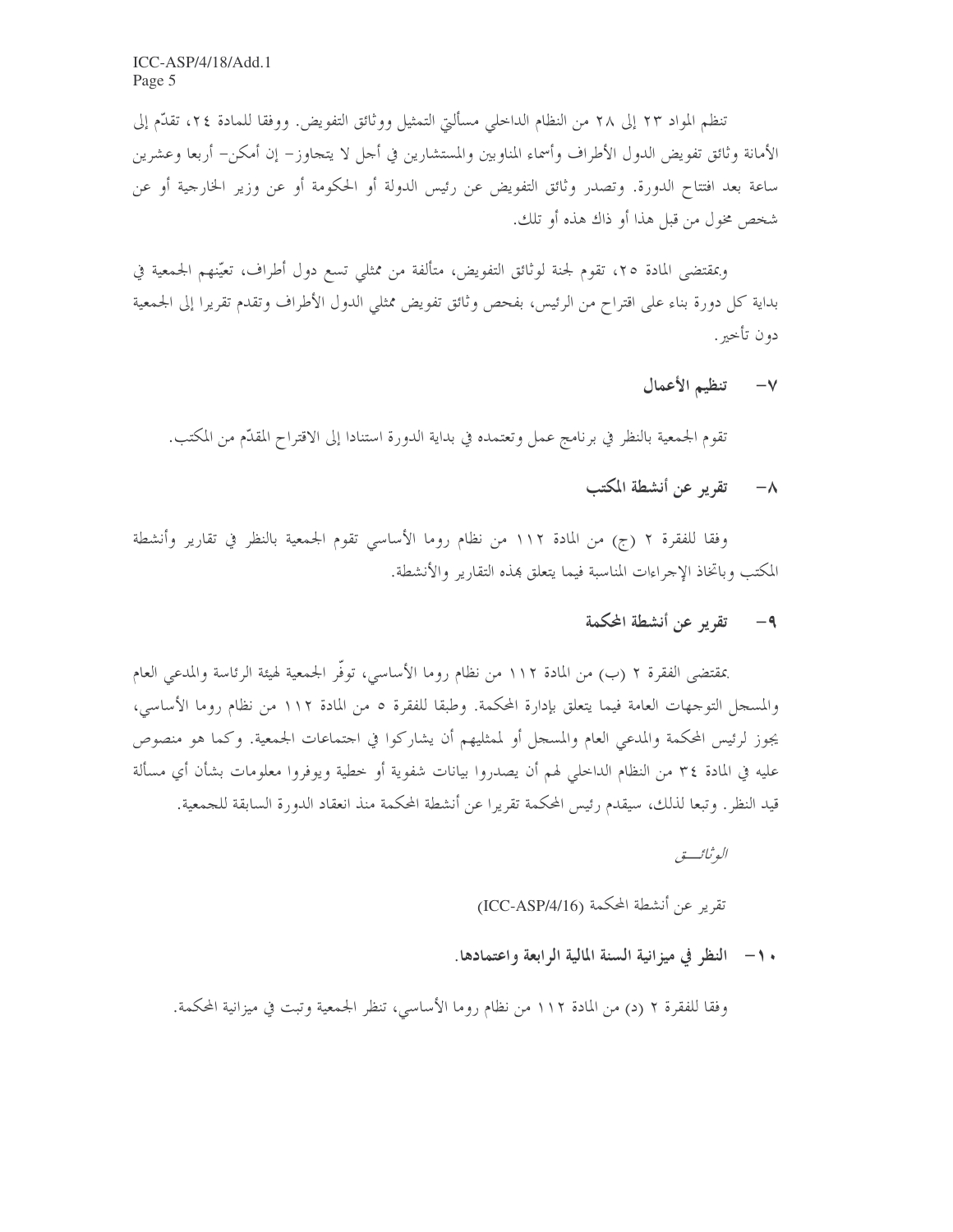تنظم المواد ٢٣ إلى ٢٨ من النظام الداخلي مسألتي التمثيل ووثائق التفويض. ووفقا للمادة ٢٤، تقدّم إلى الأمانة وثائق تفويض الدول الأطراف وأسماء المناوبين والمستشارين في أجل لا يتجاوز– إن أمكن– أربعا وعشرين ساعة بعد افتتاح الدورة. وتصدر وثائق التفويض عن رئيس الدولة أو الحكومة أو عن وزير الخارجية أو عن شخص مخول من قبل هذا أو ذاك هذه أو تلك.

وبمقتضى المادة ٢٥، تقوم لجنة لوثائق التفويض، متألفة من ممثلي تسع دول أطراف، تعيّنهم الجمعية في بداية كل دورة بناء على اقتراح من الرئيس، بفحص وثائق تفويض ممثلي الدول الأطراف وتقدم تقريرا إلى الجمعية دون تأخير.

## ٧– تنظيم الأعمال

تقوم الجمعية بالنظر في برنامج عمل وتعتمده في بداية الدورة استنادا إلى الاقتراح المقدّم من المكتب.

## ٨– تقرير عن أنشطة المكتب

وفقا للفقرة ٢ (ج) من المادة ١١٢ من نظام روما الأساسي تقوم الجمعية بالنظر في تقارير وأنشطة المكتب وباتخاذ الإجراءات المناسبة فيما يتعلق بهذه التقارير والأنشطة.

## ٩– تقرير عن أنشطة المحكمة

بمقتضى الفقرة ٢ (ب) من المادة ١١٢ من نظام روما الأساسي، توفّر الجمعية لهيئة الرئاسة والمدعي العام والمسجل التوجهات العامة فيما يتعلق بإدارة المحكمة. وطبقا للفقرة ٥ من المادة ١١٢ من نظام روما الأساسي، يجوز لرئيس المحكمة والمدعي العام والمسجل أو لممثليهم أن يشاركوا في اجتماعات الجمعية. وكما هو منصوص عليه في المادة ٣٤ من النظام الداخلي لهم أن يصدروا بيانات شفوية أو خطية ويوفروا معلومات بشأن أي مسألة قيد النظر. وتبعا لذلك، سيقدم رئيس المحكمة تقريرا عن أنشطة المحكمة منذ انعقاد الدورة السابقة للجمعية.

*الوثائق*

تقرير عن أنشطة المحكمة (ICC-ASP/4/16)

## ١٠– النظر في ميزانية السنة المالية الرابعة واعتمادها.

وفقا للفقرة ٢ (د) من المادة ١١٢ من نظام روما الأساسي، تنظر الجمعية وتبت في ميزانية المحكمة.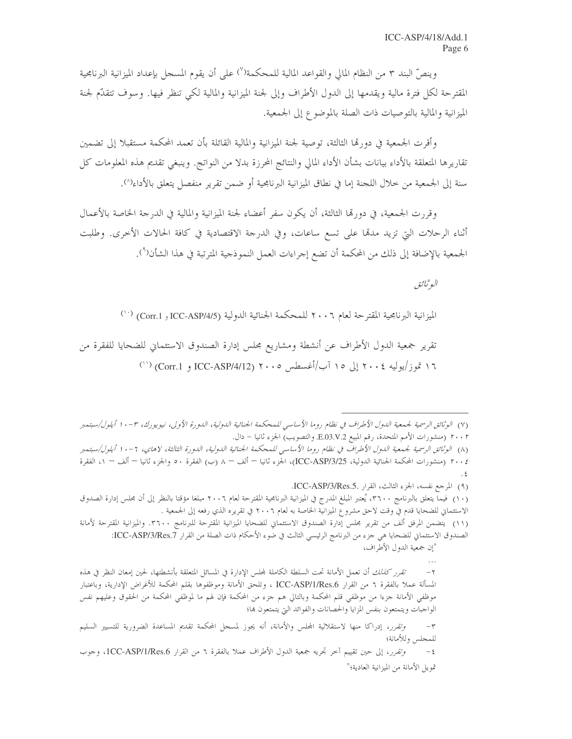وينصّ البند ٣ من النظام المالي والقواعد المالية للمحكمة[٧] على أن يقوم المسجل بإعداد الميزانية البرنامجية المقترحة لكل فترة مالية ويقدمها إلى الدول الأطراف وإلى لجنة الميزانية والمالية لكي تنظر فيها. وسوف تتقدّم لجنة الميزانية والمالية بالتوصيات ذات الصلة بالموضوع إلى الجمعية.

وأقرت الجمعية في دورتها الثالثة، توصية لجنة الميزانية والمالية القائلة بأن تعمد المحكمة مستقبلا إلى تضمين تقاريرها المتعلقة بالأداء بيانات بشأن الأداء المالي والنتائج المحرزة بدلا من النواتج. وينبغي تقديم هذه المعلومات كل سنة إلى الجمعية من خلال اللجنة إما في نطاق الميزانية البرنامجية أو ضمن تقرير منفصل يتعلق بالأداء[٨].

وقررت الجمعية، في دورتها الثالثة، أن يكون سفر أعضاء لجنة الميزانية والمالية في الدرجة الخاصة بالأعمال أثناء الرحلات التي تزيد مدتها على تسع ساعات، وفي الدرجة الاقتصادية في كافة الحالات الأخرى. وطلبت الجمعية بالإضافة إلى ذلك من المحكمة أن تضع إجراءات العمل النموذجية المترتبة في هذا الشأن[٩].

*الوثائق*

الميزانية البرنامجية المقترحة لعام ٢٠٠٦ للمحكمة الجنائية الدولية (ICC-ASP/4/5 و Corr.1) [١٠]

تقرير جمعية الدول الأطراف عن أنشطة ومشاريع مجلس إدارة الصندوق الاستئماني للضحايا للفقرة من ١٦ تموز/يوليه ٢٠٠٤ إلى ١٥ آب/أغسطس ٢٠٠٥ (ICC-ASP/4/12 و Corr.1) [١١]

---

(٧) *الوثائق الرسمية لجمعية الدول الأطراف في نظام روما الأساسي للمحكمة الجنائية الدولية، الدورة الأولى، نيويورك، ٣-١٠ أيلول/سبتمبر ٢٠٠٢* (منشورات الأمم المتحدة، رقم المبيع E.03.V.2 والتصويب) الجزء ثانيا - دال.

(٨) *الوثائق الرسمية لجمعية الدول الأطراف في نظام روما الأساسي للمحكمة الجنائية الدولية، الدورة الثالثة، لاهاي، ٦-١٠ أيلول/سبتمبر ٢٠٠٤* (منشورات المحكمة الجنائية الدولية، ICC-ASP/3/25)، الجزء ثانيا – ألف – ٨ (ب) الفقرة ٥٠ والجزء ثانيا – ألف – ١، الفقرة ٤.

(٩) المرجع نفسه، الجزء الثالث، القرار ICC-ASP/3/Res.5.

(١٠) فيما يتعلق بالبرنامج ٣٦٠٠، يُعتبر المبلغ المدرج في الميزانية البرنامجية المقترحة لعام ٢٠٠٦ مبلغا مؤقتا بالنظر إلى أن مجلس إدارة الصندوق الاستئماني للضحايا قدم في وقت لاحق مشروع الميزانية الخاصة به لعام ٢٠٠٦ في تقريره الذي رفعه إلى الجمعية .

(١١) يتضمن المرفق ألف من تقرير مجلس إدارة الصندوق الاستئماني للضحايا الميزانية المقترحة للبرنامج ٣٦٠٠. والميزانية المقترحة لأمانة الصندوق الاستئماني للضحايا هي جزء من البرنامج الرئيسي الثالث في ضوء الأحكام ذات الصلة من القرار ICC-ASP/3/Res.7:

"إن جمعية الدول الأطراف،

...

٢- *تقرر كذلك* أن تعمل الأمانة تحت السلطة الكاملة لمجلس الإدارة في المسائل المتعلقة بأنشطتها، لحين إمعان النظر في هذه المسألة عملا بالفقرة ٦ من القرار ICC-ASP/1/Res.6 ، وتلحق الأمانة وموظفوها بقلم المحكمة للأغراض الإدارية، وباعتبار موظفي الأمانة جزءا من موظفي قلم المحكمة وبالتالي هم جزء من المحكمة فإن لهم ما لموظفي المحكمة من الحقوق وعليهم نفس الواجبات ويتمتعون بنفس المزايا والحصانات والفوائد التي يتمتعون بها؛

٣- *وتقرر*، إدراكا منها لاستقلالية المجلس والأمانة، أنه يجوز لمسجل المحكمة تقديم المساعدة الضرورية للتسيير السليم للمجلس وللأمانة؛

٤- *وتقرر*، إلى حين تقييم آخر تجريه جمعية الدول الأطراف عملا بالفقرة ٦ من القرار 1CC-ASP/1/Res.6، وجوب تمويل الأمانة من الميزانية العادية؛"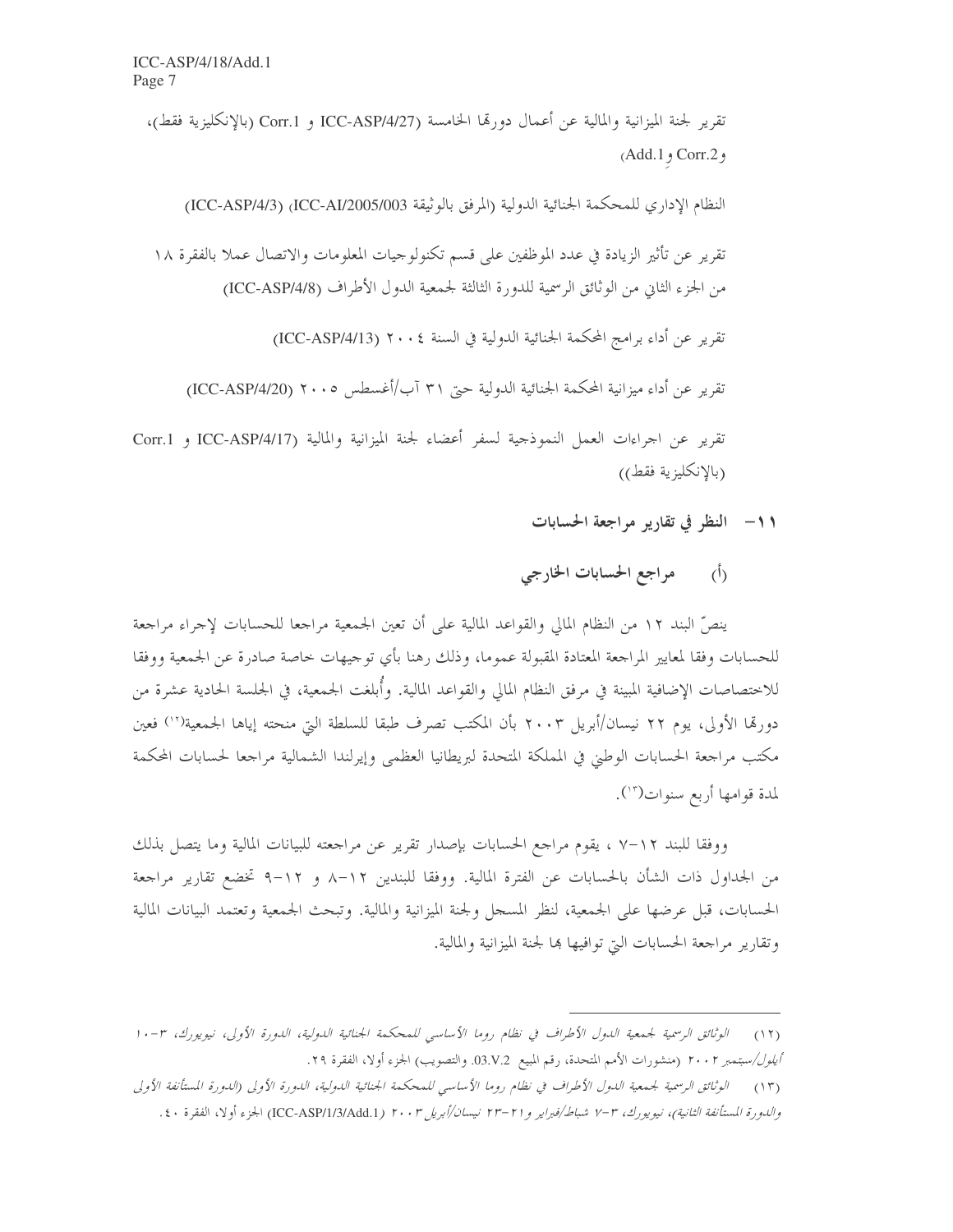تقرير لجنة الميزانية والمالية عن أعمال دورتها الخامسة (ICC-ASP/4/27 و Corr.1 (بالإنكليزية فقط)، و Corr.2 و Add.1)

النظام الإداري للمحكمة الجنائية الدولية (المرفق بالوثيقة ICC-AI/2005/003) (ICC-ASP/4/3)

تقرير عن تأثير الزيادة في عدد الموظفين على قسم تكنولوجيات المعلومات والاتصال عملا بالفقرة ١٨ من الجزء الثاني من الوثائق الرسمية للدورة الثالثة لجمعية الدول الأطراف (ICC-ASP/4/8)

تقرير عن أداء برامج المحكمة الجنائية الدولية في السنة ٢٠٠٤ (ICC-ASP/4/13)

تقرير عن أداء ميزانية المحكمة الجنائية الدولية حتى ٣١ آب/أغسطس ٢٠٠٥ (ICC-ASP/4/20)

تقرير عن اجراءات العمل النموذجية لسفر أعضاء لجنة الميزانية والمالية (ICC-ASP/4/17 و Corr.1 (بالإنكليزية فقط))

## ١١- النظر في تقارير مراجعة الحسابات

### (أ) مراجع الحسابات الخارجي

ينصّ البند ١٢ من النظام المالي والقواعد المالية على أن تعين الجمعية مراجعا للحسابات لإجراء مراجعة للحسابات وفقا لمعايير المراجعة المعتادة المقبولة عموما، وذلك رهنا بأي توجيهات خاصة صادرة عن الجمعية ووفقا للاختصاصات الإضافية المبينة في مرفق النظام المالي والقواعد المالية. وأُبلغت الجمعية، في الجلسة الحادية عشرة من دورتها الأولى، يوم ٢٢ نيسان/أبريل ٢٠٠٣ بأن المكتب تصرف طبقا للسلطة التي منحته إياها الجمعية[١٢] فعين مكتب مراجعة الحسابات الوطني في المملكة المتحدة لبريطانيا العظمى وإيرلندا الشمالية مراجعا لحسابات المحكمة لمدة قوامها أربع سنوات[١٣].

ووفقا للبند ١٢-٧ ، يقوم مراجع الحسابات بإصدار تقرير عن مراجعته للبيانات المالية وما يتصل بذلك من الجداول ذات الشأن بالحسابات عن الفترة المالية. ووفقا للبندين ١٢-٨ و ١٢-٩ تخضع تقارير مراجعة الحسابات، قبل عرضها على الجمعية، لنظر المسجل ولجنة الميزانية والمالية. وتبحث الجمعية وتعتمد البيانات المالية وتقارير مراجعة الحسابات التي توافيها بها لجنة الميزانية والمالية.

---

(١٢) *الوثائق الرسمية لجمعية الدول الأطراف في نظام روما الأساسي للمحكمة الجنائية الدولية، الدورة الأولى، نيويورك، ٣-١٠ أيلول/سبتمبر ٢٠٠٢* (منشورات الأمم المتحدة، رقم المبيع 03.V.2. والتصويب) الجزء أولا، الفقرة ٢٩.

(١٣) *الوثائق الرسمية لجمعية الدول الأطراف في نظام روما الأساسي للمحكمة الجنائية الدولية، الدورة الأولى (الدورة المستأنفة الأولى والدورة المستأنفة الثانية)، نيويورك، ٣-٧ شباط/فبراير و٢١-٢٣ نيسان/أبريل ٢٠٠٣* (ICC-ASP/1/3/Add.1) الجزء أولا، الفقرة ٤٠.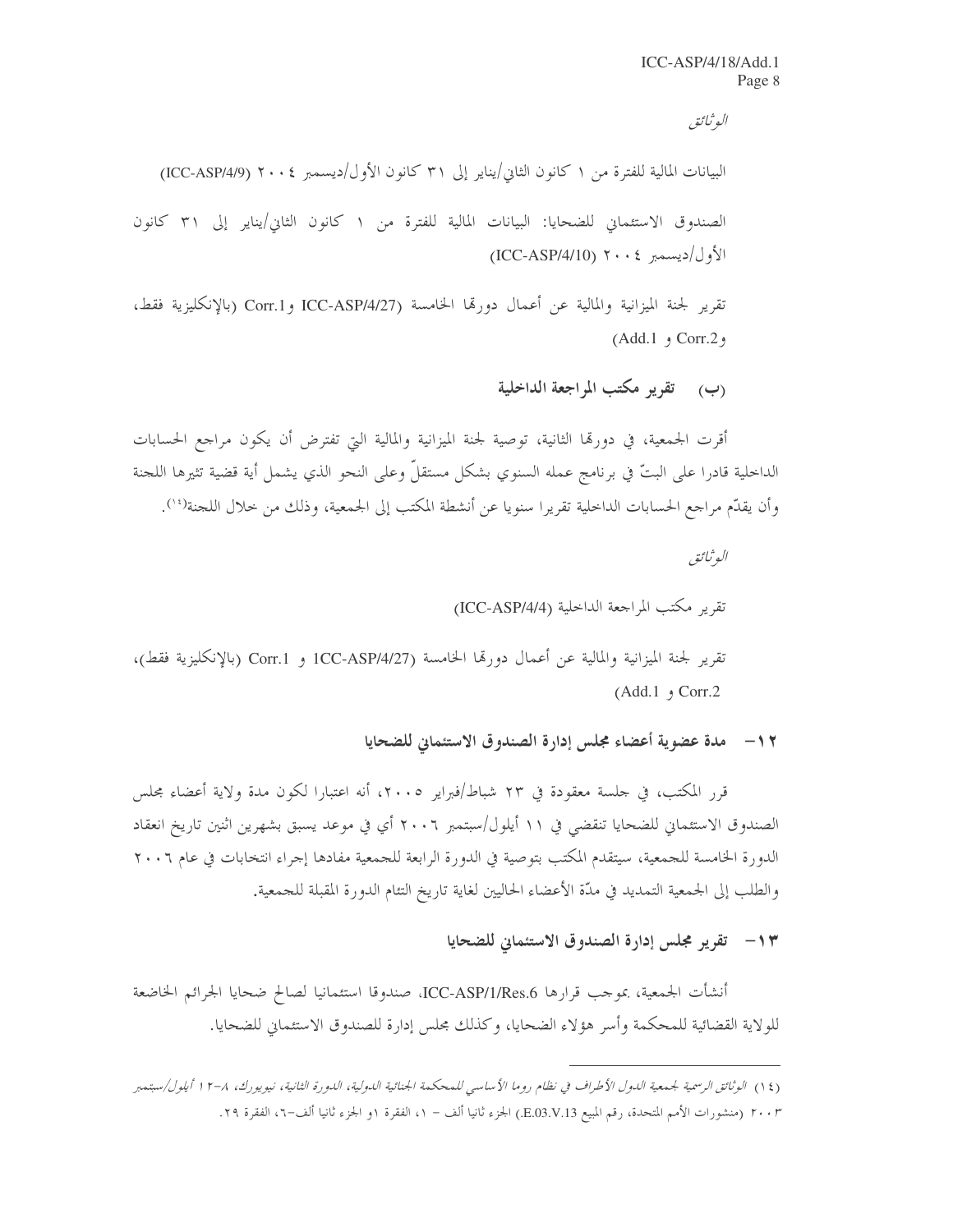*الوثائق*

البيانات المالية للفترة من ١ كانون الثاني/يناير إلى ٣١ كانون الأول/ديسمبر ٢٠٠٤ (ICC-ASP/4/9)

الصندوق الاستئماني للضحايا: البيانات المالية للفترة من ١ كانون الثاني/يناير إلى ٣١ كانون الأول/ديسمبر ٢٠٠٤ (ICC-ASP/4/10)

تقرير لجنة الميزانية والمالية عن أعمال دورتها الخامسة (ICC-ASP/4/27 وCorr.1 (بالإنكليزية فقط، وCorr.2 و Add.1)

### (ب) تقرير مكتب المراجعة الداخلية

أقرت الجمعية، في دورتها الثانية، توصية لجنة الميزانية والمالية التي تفترض أن يكون مراجع الحسابات الداخلية قادرا على البتّ في برنامج عمله السنوي بشكل مستقلّ وعلى النحو الذي يشمل أية قضية تثيرها اللجنة وأن يقدّم مراجع الحسابات الداخلية تقريرا سنويا عن أنشطة المكتب إلى الجمعية، وذلك من خلال اللجنة[١٤].

*الوثائق*

تقرير مكتب المراجعة الداخلية (ICC-ASP/4/4)

تقرير لجنة الميزانية والمالية عن أعمال دورتها الخامسة (1CC-ASP/4/27 و Corr.1 (بالإنكليزية فقط)، Corr.2 و Add.1)

### ١٢- مدة عضوية أعضاء مجلس إدارة الصندوق الاستئماني للضحايا

قرر المكتب، في جلسة معقودة في ٢٣ شباط/فبراير ٢٠٠٥، أنه اعتبارا لكون مدة ولاية أعضاء مجلس الصندوق الاستئماني للضحايا تنقضي في ١١ أيلول/سبتمبر ٢٠٠٦ أي في موعد يسبق بشهرين اثنين تاريخ انعقاد الدورة الخامسة للجمعية، سيتقدم المكتب بتوصية في الدورة الرابعة للجمعية مفادها إجراء انتخابات في عام ٢٠٠٦ والطلب إلى الجمعية التمديد في مدّة الأعضاء الحاليين لغاية تاريخ التئام الدورة المقبلة للجمعية.

### ١٣- تقرير مجلس إدارة الصندوق الاستئماني للضحايا

أنشأت الجمعية، بموجب قرارها ICC-ASP/1/Res.6، صندوقا استئمانيا لصالح ضحايا الجرائم الخاضعة للولاية القضائية للمحكمة وأسر هؤلاء الضحايا، وكذلك مجلس إدارة للصندوق الاستئماني للضحايا.

---

(١٤) *الوثائق الرسمية لجمعية الدول الأطراف في نظام روما الأساسي للمحكمة الجنائية الدولية، الدورة الثانية، نيويورك، ٨-١٢ أيلول/سبتمبر ٢٠٠٣* (منشورات الأمم المتحدة، رقم المبيع E.03.V.13.) الجزء ثانيا ألف - ١، الفقرة ١و الجزء ثانيا ألف-٦، الفقرة ٢٩.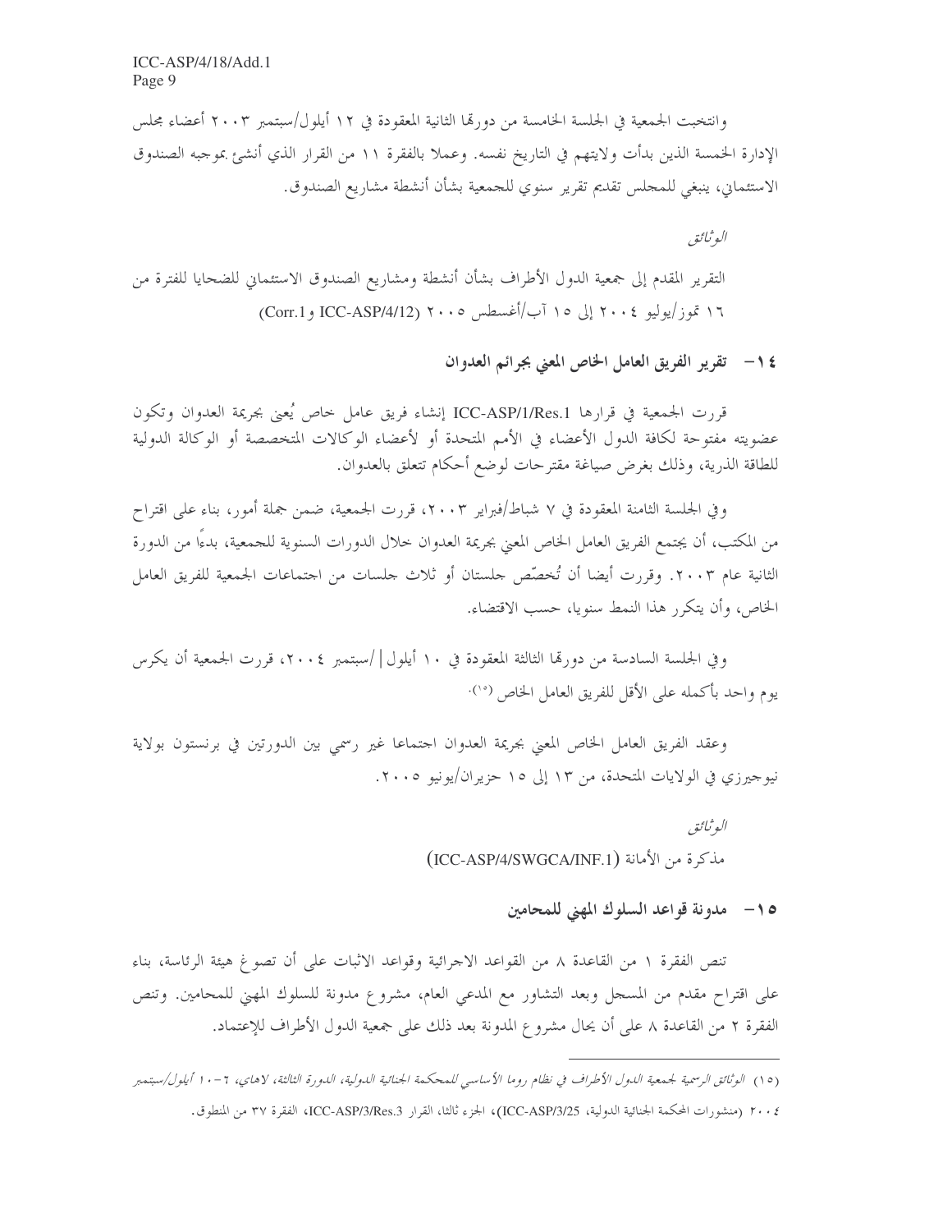وانتخبت الجمعية في الجلسة الخامسة من دورتها الثانية المعقودة في ١٢ أيلول/سبتمبر ٢٠٠٣ أعضاء مجلس الإدارة الخمسة الذين بدأت ولايتهم في التاريخ نفسه. وعملا بالفقرة ١١ من القرار الذي أنشئ بموجبه الصندوق الاستئماني، ينبغي للمجلس تقديم تقرير سنوي للجمعية بشأن أنشطة مشاريع الصندوق.

*الوثائق*

التقرير المقدم إلى جمعية الدول الأطراف بشأن أنشطة ومشاريع الصندوق الاستئماني للضحايا للفترة من ١٦ تموز/يوليو ٢٠٠٤ إلى ١٥ آب/أغسطس ٢٠٠٥ (ICC-ASP/4/12 وCorr.1)

## ١٤ – تقرير الفريق العامل الخاص المعني بجرائم العدوان

قررت الجمعية في قرارها ICC-ASP/1/Res.1 إنشاء فريق عامل خاص يُعنى بجريمة العدوان وتكون عضويته مفتوحة لكافة الدول الأعضاء في الأمم المتحدة أو لأعضاء الوكالات المتخصصة أو الوكالة الدولية للطاقة الذرية، وذلك بغرض صياغة مقترحات لوضع أحكام تتعلق بالعدوان.

وفي الجلسة الثامنة المعقودة في ٧ شباط/فبراير ٢٠٠٣، قررت الجمعية، ضمن جملة أمور، بناء على اقتراح من المكتب، أن يجتمع الفريق العامل الخاص المعني بجريمة العدوان خلال الدورات السنوية للجمعية، بدءاً من الدورة الثانية عام ٢٠٠٣. وقررت أيضا أن تُخصّص جلستان أو ثلاث جلسات من اجتماعات الجمعية للفريق العامل الخاص، وأن يتكرر هذا النمط سنويا، حسب الاقتضاء.

وفي الجلسة السادسة من دورتها الثالثة المعقودة في ١٠ أيلول/سبتمبر ٢٠٠٤، قررت الجمعية أن يكرس يوم واحد بأكمله على الأقل للفريق العامل الخاص [١٥].

وعقد الفريق العامل الخاص المعني بجريمة العدوان اجتماعا غير رسمي بين الدورتين في برنستون بولاية نيوجيرزي في الولايات المتحدة، من ١٣ إلى ١٥ حزيران/يونيو ٢٠٠٥.

*الوثائق*

مذكرة من الأمانة (ICC-ASP/4/SWGCA/INF.1)

## ١٥ – مدونة قواعد السلوك المهني للمحامين

تنص الفقرة ١ من القاعدة ٨ من القواعد الاجرائية وقواعد الاثبات على أن تصوغ هيئة الرئاسة، بناء على اقتراح مقدم من المسجل وبعد التشاور مع المدعي العام، مشروع مدونة للسلوك المهني للمحامين. وتنص الفقرة ٢ من القاعدة ٨ على أن يحال مشروع المدونة بعد ذلك على جمعية الدول الأطراف للإعتماد.

---

(١٥) *الوثائق الرسمية لجمعية الدول الأطراف في نظام روما الأساسي للمحكمة الجنائية الدولية، الدورة الثالثة، لاهاي، ٦-١٠ أيلول/سبتمبر* ٢٠٠٤ (منشورات المحكمة الجنائية الدولية، ICC-ASP/3/25)، الجزء ثالثا، القرار ICC-ASP/3/Res.3، الفقرة ٣٧ من المنطوق.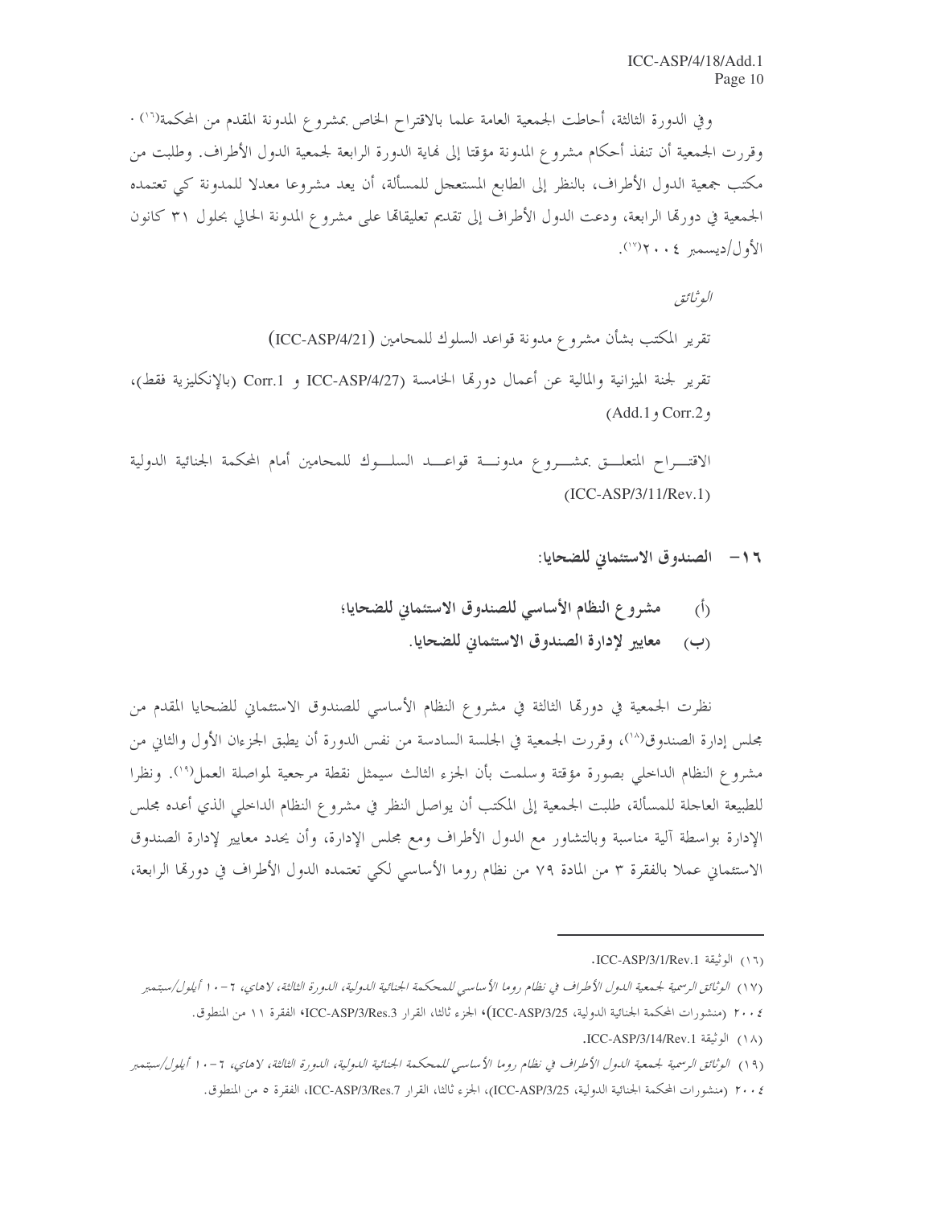وفي الدورة الثالثة، أحاطت الجمعية العامة علما بالاقتراح الخاص بمشروع المدونة المقدم من المحكمة[16]. وقررت الجمعية أن تنفذ أحكام مشروع المدونة مؤقتا إلى نهاية الدورة الرابعة لجمعية الدول الأطراف. وطلبت من مكتب جمعية الدول الأطراف، بالنظر إلى الطابع المستعجل للمسألة، أن يعد مشروعا معدلا للمدونة كي تعتمده الجمعية في دورتها الرابعة، ودعت الدول الأطراف إلى تقديم تعليقاتها على مشروع المدونة الحالي بحلول ٣١ كانون الأول/ديسمبر ٢٠٠٤[17].

*الوثائق*

تقرير المكتب بشأن مشروع مدونة قواعد السلوك للمحامين (ICC-ASP/4/21)

تقرير لجنة الميزانية والمالية عن أعمال دورتها الخامسة (ICC-ASP/4/27 و Corr.1 (بالإنكليزية فقط)، و Corr.2 و Add.1)

الاقتراح المتعلق بمشروع مدونة قواعد السلوك للمحامين أمام المحكمة الجنائية الدولية (ICC-ASP/3/11/Rev.1)

## ١٦- الصندوق الاستئماني للضحايا:

**(أ) مشروع النظام الأساسي للصندوق الاستئماني للضحايا؛**

**(ب) معايير لإدارة الصندوق الاستئماني للضحايا.**

نظرت الجمعية في دورتها الثالثة في مشروع النظام الأساسي للصندوق الاستئماني للضحايا المقدم من مجلس إدارة الصندوق[18]، وقررت الجمعية في الجلسة السادسة من نفس الدورة أن يطبق الجزءان الأول والثاني من مشروع النظام الداخلي بصورة مؤقتة وسلمت بأن الجزء الثالث سيمثل نقطة مرجعية لمواصلة العمل[19]. ونظرا للطبيعة العاجلة للمسألة، طلبت الجمعية إلى المكتب أن يواصل النظر في مشروع النظام الداخلي الذي أعده مجلس الإدارة بواسطة آلية مناسبة وبالتشاور مع الدول الأطراف ومع مجلس الإدارة، وأن يحدد معايير لإدارة الصندوق الاستئماني عملا بالفقرة ٣ من المادة ٧٩ من نظام روما الأساسي لكي تعتمده الدول الأطراف في دورتها الرابعة،

---

(١٦) الوثيقة ICC-ASP/3/1/Rev.1.

(١٧) *الوثائق الرسمية لجمعية الدول الأطراف في نظام روما الأساسي للمحكمة الجنائية الدولية، الدورة الثالثة، لاهاي، ٦-١٠ أيلول/سبتمبر ٢٠٠٤* (منشورات المحكمة الجنائية الدولية، ICC-ASP/3/25)، الجزء ثالثا، القرار ICC-ASP/3/Res.3، الفقرة ١١ من المنطوق.

(١٨) الوثيقة ICC-ASP/3/14/Rev.1.

(١٩) *الوثائق الرسمية لجمعية الدول الأطراف في نظام روما الأساسي للمحكمة الجنائية الدولية، الدورة الثالثة، لاهاي، ٦-١٠ أيلول/سبتمبر ٢٠٠٤* (منشورات المحكمة الجنائية الدولية، ICC-ASP/3/25)، الجزء ثالثا، القرار ICC-ASP/3/Res.7، الفقرة ٥ من المنطوق.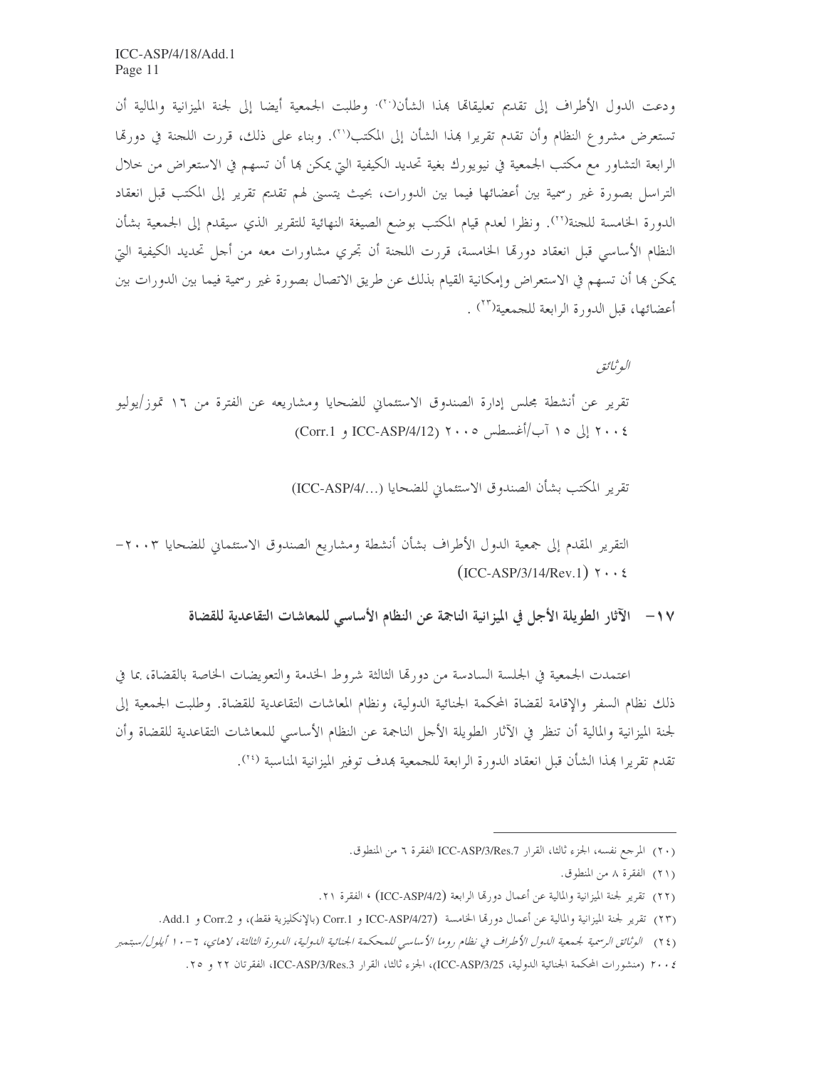ودعت الدول الأطراف إلى تقديم تعليقاتها بهذا الشأن[20]. وطلبت الجمعية أيضا إلى لجنة الميزانية والمالية أن تستعرض مشروع النظام وأن تقدم تقريرا بهذا الشأن إلى المكتب[21]. وبناء على ذلك، قررت اللجنة في دورتها الرابعة التشاور مع مكتب الجمعية في نيويورك بغية تحديد الكيفية التي يمكن بها أن تسهم في الاستعراض من خلال التراسل بصورة غير رسمية بين أعضائها فيما بين الدورات، بحيث يتسنى لهم تقديم تقرير إلى المكتب قبل انعقاد الدورة الخامسة للجنة[22]. ونظرا لعدم قيام المكتب بوضع الصيغة النهائية للتقرير الذي سيقدم إلى الجمعية بشأن النظام الأساسي قبل انعقاد دورتها الخامسة، قررت اللجنة أن تجري مشاورات معه من أجل تحديد الكيفية التي يمكن بها أن تسهم في الاستعراض وإمكانية القيام بذلك عن طريق الاتصال بصورة غير رسمية فيما بين الدورات بين أعضائها، قبل الدورة الرابعة للجمعية[23].

*الوثائق*

تقرير عن أنشطة مجلس إدارة الصندوق الاستئماني للضحايا ومشاريعه عن الفترة من ١٦ تموز/يوليو ٢٠٠٤ إلى ١٥ آب/أغسطس ٢٠٠٥ (ICC-ASP/4/12 و Corr.1)

تقرير المكتب بشأن الصندوق الاستئماني للضحايا (ICC-ASP/4/...)

التقرير المقدم إلى جمعية الدول الأطراف بشأن أنشطة ومشاريع الصندوق الاستئماني للضحايا ٢٠٠٣-٢٠٠٤ (ICC-ASP/3/14/Rev.1)

## ١٧- الآثار الطويلة الأجل في الميزانية الناجمة عن النظام الأساسي للمعاشات التقاعدية للقضاة

اعتمدت الجمعية في الجلسة السادسة من دورتها الثالثة شروط الخدمة والتعويضات الخاصة بالقضاة، بما في ذلك نظام السفر والإقامة لقضاة المحكمة الجنائية الدولية، ونظام المعاشات التقاعدية للقضاة. وطلبت الجمعية إلى لجنة الميزانية والمالية أن تنظر في الآثار الطويلة الأجل الناجمة عن النظام الأساسي للمعاشات التقاعدية للقضاة وأن تقدم تقريرا بهذا الشأن قبل انعقاد الدورة الرابعة للجمعية بهدف توفير الميزانية المناسبة[24].

---

(٢٠) المرجع نفسه، الجزء ثالثا، القرار ICC-ASP/3/Res.7 الفقرة ٦ من المنطوق.

(٢١) الفقرة ٨ من المنطوق.

(٢٢) تقرير لجنة الميزانية والمالية عن أعمال دورتها الرابعة (ICC-ASP/4/2)، الفقرة ٢١.

(٢٣) تقرير لجنة الميزانية والمالية عن أعمال دورتها الخامسة (ICC-ASP/4/27 و Corr.1 (بالإنكليزية فقط)، و Corr.2 و Add.1.

(٢٤) *الوثائق الرسمية لجمعية الدول الأطراف في نظام روما الأساسي للمحكمة الجنائية الدولية، الدورة الثالثة، لاهاي، ٦-١٠ أيلول/سبتمبر* ٢٠٠٤ (منشورات المحكمة الجنائية الدولية، ICC-ASP/3/25)، الجزء ثالثا، القرار ICC-ASP/3/Res.3، الفقرتان ٢٢ و ٢٥.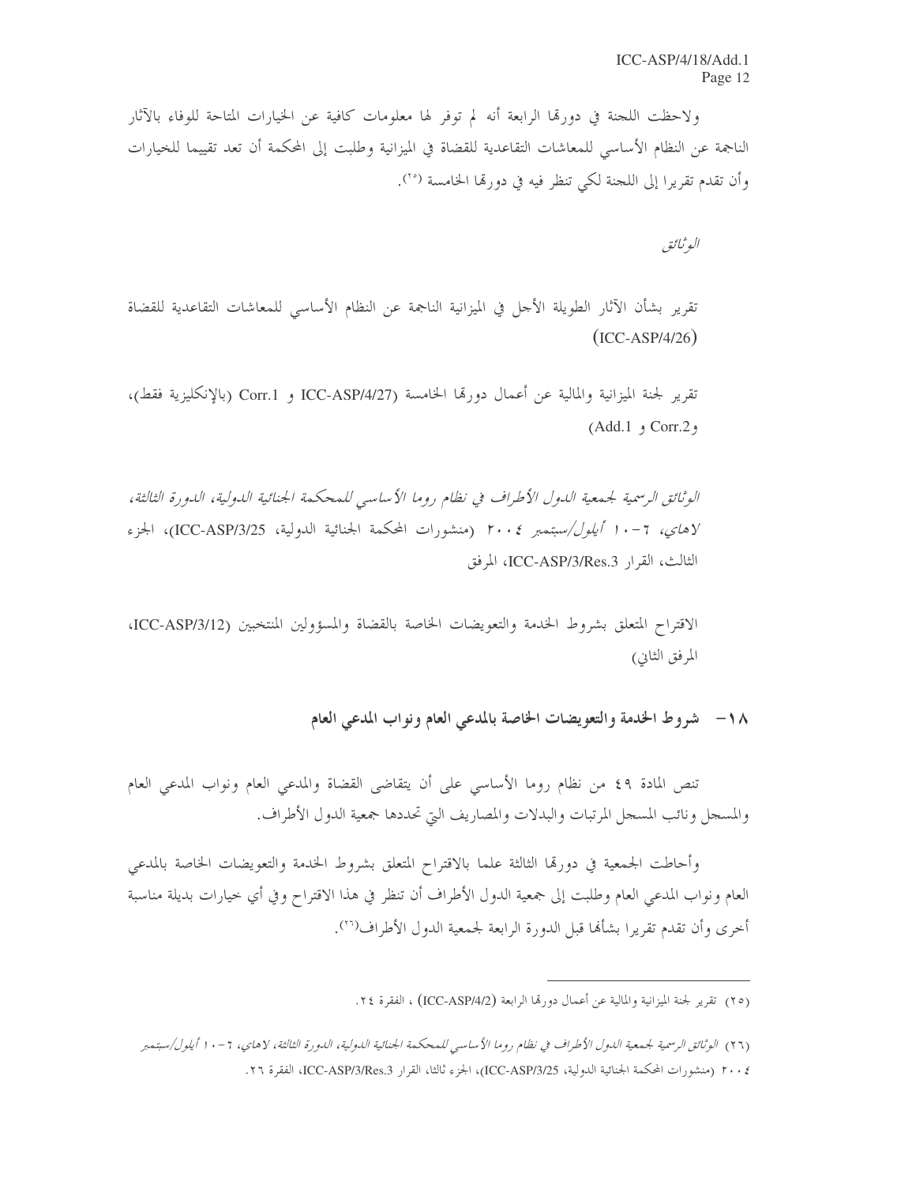ولاحظت اللجنة في دورتها الرابعة أنه لم توفر لها معلومات كافية عن الخيارات المتاحة للوفاء بالآثار الناجمة عن النظام الأساسي للمعاشات التقاعدية للقضاة في الميزانية وطلبت إلى المحكمة أن تعد تقييما للخيارات وأن تقدم تقريرا إلى اللجنة لكي تنظر فيه في دورتها الخامسة [٢٥].

*الوثائق*

تقرير بشأن الآثار الطويلة الأجل في الميزانية الناجمة عن النظام الأساسي للمعاشات التقاعدية للقضاة (ICC-ASP/4/26)

تقرير لجنة الميزانية والمالية عن أعمال دورتها الخامسة (ICC-ASP/4/27 و Corr.1 (بالإنكليزية فقط)، وCorr.2 و Add.1)

*الوثائق الرسمية لجمعية الدول الأطراف في نظام روما الأساسي للمحكمة الجنائية الدولية، الدورة الثالثة، لاهاي، ٦-١٠ أيلول/سبتمبر ٢٠٠٤* (منشورات المحكمة الجنائية الدولية، ICC-ASP/3/25)، الجزء الثالث، القرار ICC-ASP/3/Res.3، المرفق

الاقتراح المتعلق بشروط الخدمة والتعويضات الخاصة بالقضاة والمسؤولين المنتخبين (ICC-ASP/3/12، المرفق الثاني)

## ١٨- شروط الخدمة والتعويضات الخاصة بالمدعي العام ونواب المدعي العام

تنص المادة ٤٩ من نظام روما الأساسي على أن يتقاضى القضاة والمدعي العام ونواب المدعي العام والمسجل ونائب المسجل المرتبات والبدلات والمصاريف التي تحددها جمعية الدول الأطراف.

وأحاطت الجمعية في دورتها الثالثة علما بالاقتراح المتعلق بشروط الخدمة والتعويضات الخاصة بالمدعي العام ونواب المدعي العام وطلبت إلى جمعية الدول الأطراف أن تنظر في هذا الاقتراح وفي أي خيارات بديلة مناسبة أخرى وأن تقدم تقريرا بشأنها قبل الدورة الرابعة لجمعية الدول الأطراف[٢٦].

---

(٢٥) تقرير لجنة الميزانية والمالية عن أعمال دورتها الرابعة (ICC-ASP/4/2) ، الفقرة ٢٤.

(٢٦) *الوثائق الرسمية لجمعية الدول الأطراف في نظام روما الأساسي للمحكمة الجنائية الدولية، الدورة الثالثة، لاهاي، ٦-١٠ أيلول/سبتمبر ٢٠٠٤* (منشورات المحكمة الجنائية الدولية، ICC-ASP/3/25)، الجزء ثالثا، القرار ICC-ASP/3/Res.3، الفقرة ٢٦.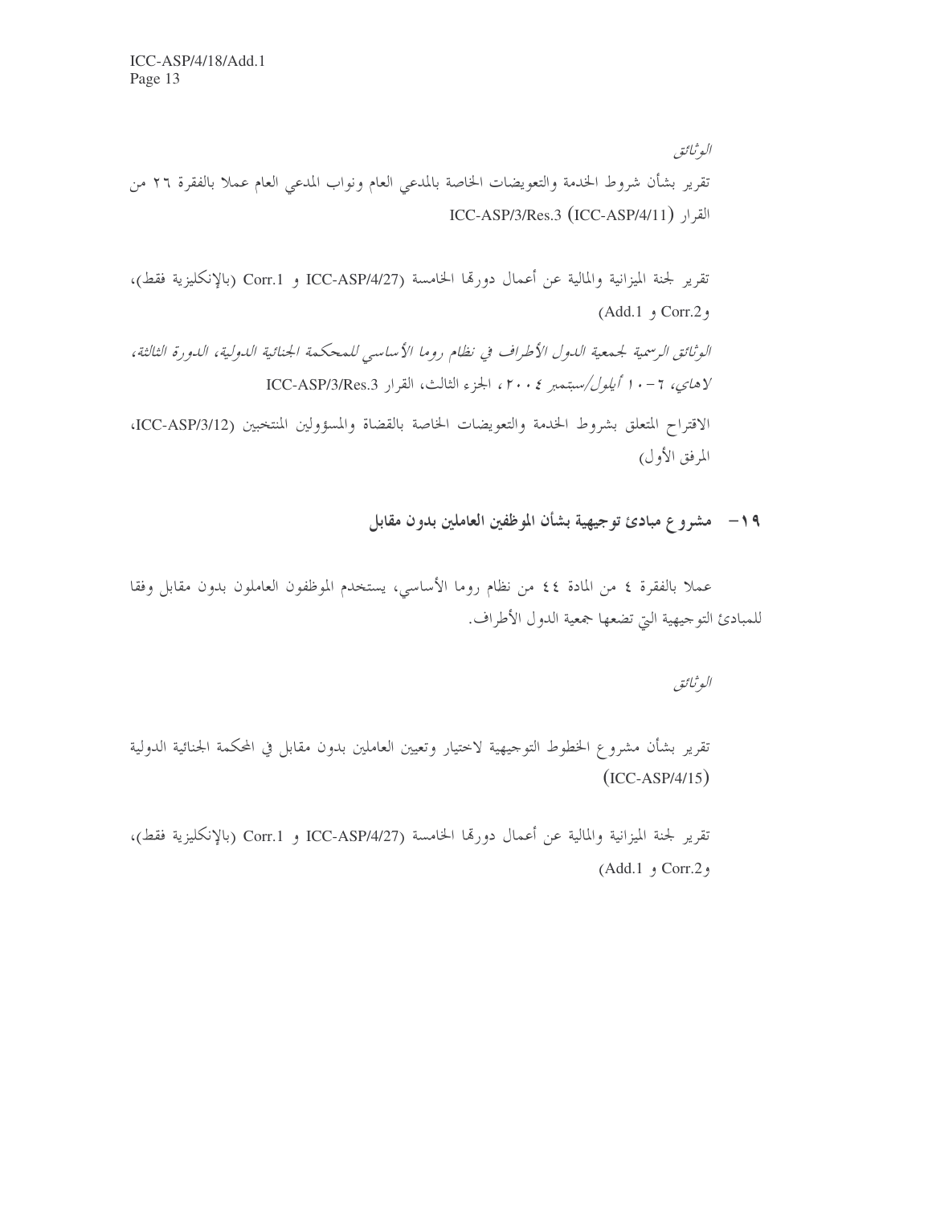*الوثائق*

تقرير بشأن شروط الخدمة والتعويضات الخاصة بالمدعي العام ونواب المدعي العام عملا بالفقرة ٢٦ من القرار ICC-ASP/3/Res.3 (ICC-ASP/4/11)

تقرير لجنة الميزانية والمالية عن أعمال دورتها الخامسة (ICC-ASP/4/27 و Corr.1 (بالإنكليزية فقط)، وCorr.2 و Add.1)

*الوثائق الرسمية لجمعية الدول الأطراف في نظام روما الأساسي للمحكمة الجنائية الدولية، الدورة الثالثة، لاهاي، ٦-١٠ أيلول/سبتمبر ٢٠٠٤*، الجزء الثالث، القرار ICC-ASP/3/Res.3

الاقتراح المتعلق بشروط الخدمة والتعويضات الخاصة بالقضاة والمسؤولين المنتخبين (ICC-ASP/3/12، المرفق الأول)

## ١٩- مشروع مبادئ توجيهية بشأن الموظفين العاملين بدون مقابل

عملا بالفقرة ٤ من المادة ٤٤ من نظام روما الأساسي، يستخدم الموظفون العاملون بدون مقابل وفقا للمبادئ التوجيهية التي تضعها جمعية الدول الأطراف.

*الوثائق*

تقرير بشأن مشروع الخطوط التوجيهية لاختيار وتعيين العاملين بدون مقابل في المحكمة الجنائية الدولية (ICC-ASP/4/15)

تقرير لجنة الميزانية والمالية عن أعمال دورتها الخامسة (ICC-ASP/4/27 و Corr.1 (بالإنكليزية فقط)، وCorr.2 و Add.1)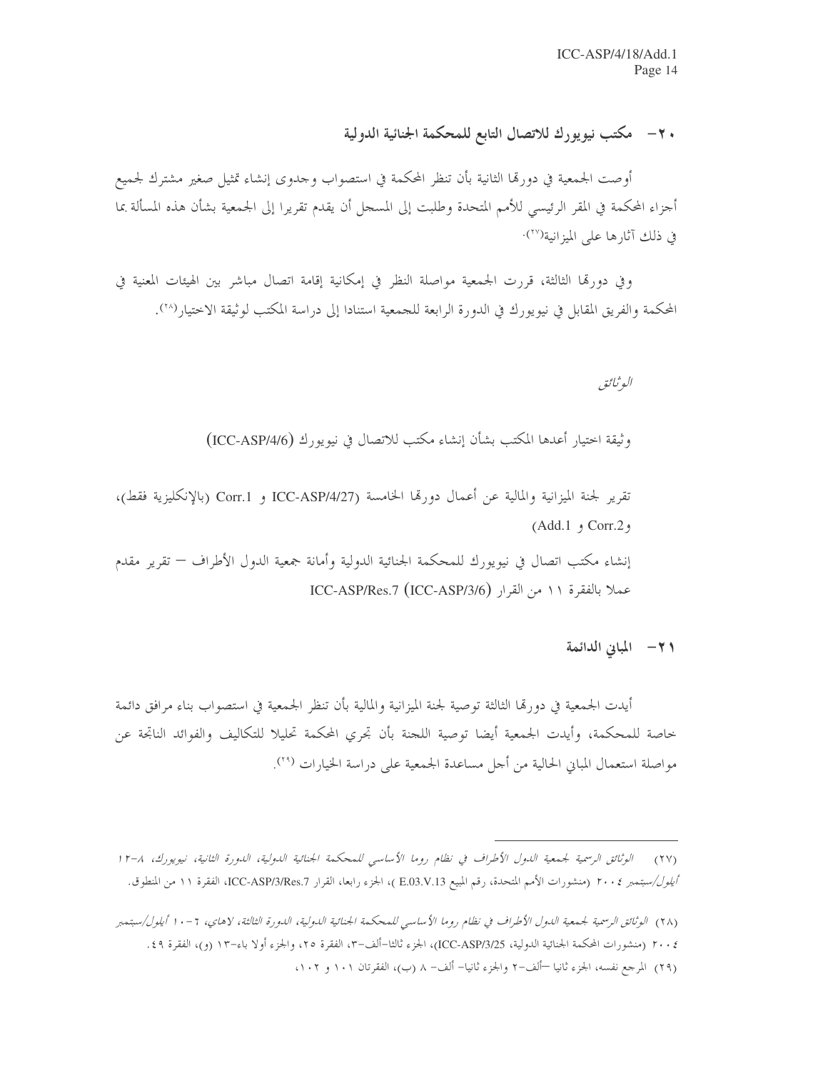## ٢٠- مكتب نيويورك للاتصال التابع للمحكمة الجنائية الدولية

أوصت الجمعية في دورتها الثانية بأن تنظر المحكمة في استصواب وجدوى إنشاء تمثيل صغير مشترك لجميع أجزاء المحكمة في المقر الرئيسي للأمم المتحدة وطلبت إلى المسجل أن يقدم تقريرا إلى الجمعية بشأن هذه المسألة بما في ذلك آثارها على الميزانية[٢٧].

وفي دورتها الثالثة، قررت الجمعية مواصلة النظر في إمكانية إقامة اتصال مباشر بين الهيئات المعنية في المحكمة والفريق المقابل في نيويورك في الدورة الرابعة للجمعية استنادا إلى دراسة المكتب لوثيقة الاختيار[٢٨].

*الوثائق*

وثيقة اختيار أعدها المكتب بشأن إنشاء مكتب للاتصال في نيويورك (ICC-ASP/4/6)

تقرير لجنة الميزانية والمالية عن أعمال دورتها الخامسة (ICC-ASP/4/27 و Corr.1 (بالإنكليزية فقط)، وCorr.2 و Add.1)

إنشاء مكتب اتصال في نيويورك للمحكمة الجنائية الدولية وأمانة جمعية الدول الأطراف — تقرير مقدم عملا بالفقرة ١١ من القرار (ICC-ASP/3/6) ICC-ASP/Res.7

## ٢١- المباني الدائمة

أيدت الجمعية في دورتها الثالثة توصية لجنة الميزانية والمالية بأن تنظر الجمعية في استصواب بناء مرافق دائمة خاصة للمحكمة، وأيدت الجمعية أيضا توصية اللجنة بأن تجري المحكمة تحليلا للتكاليف والفوائد الناتجة عن مواصلة استعمال المباني الحالية من أجل مساعدة الجمعية على دراسة الخيارات [٢٩].

---

(٢٧) *الوثائق الرسمية لجمعية الدول الأطراف في نظام روما الأساسي للمحكمة الجنائية الدولية، الدورة الثانية، نيويورك، ٨-١٢ أيلول/سبتمبر ٢٠٠٤* (منشورات الأمم المتحدة، رقم المبيع E.03.V.13 )، الجزء رابعا، القرار ICC-ASP/3/Res.7، الفقرة ١١ من المنطوق.

(٢٨) *الوثائق الرسمية لجمعية الدول الأطراف في نظام روما الأساسي للمحكمة الجنائية الدولية، الدورة الثالثة، لاهاي، ٦-١٠ أيلول/سبتمبر ٢٠٠٤* (منشورات المحكمة الجنائية الدولية، ICC-ASP/3/25)، الجزء ثالثا-ألف-٣، الفقرة ٢٥، والجزء أولا باء-١٣ (و)، الفقرة ٤٩.

(٢٩) المرجع نفسه، الجزء ثانيا -ألف-٢ والجزء ثانيا- ألف- ٨ (ب)، الفقرتان ١٠١ و ١٠٢،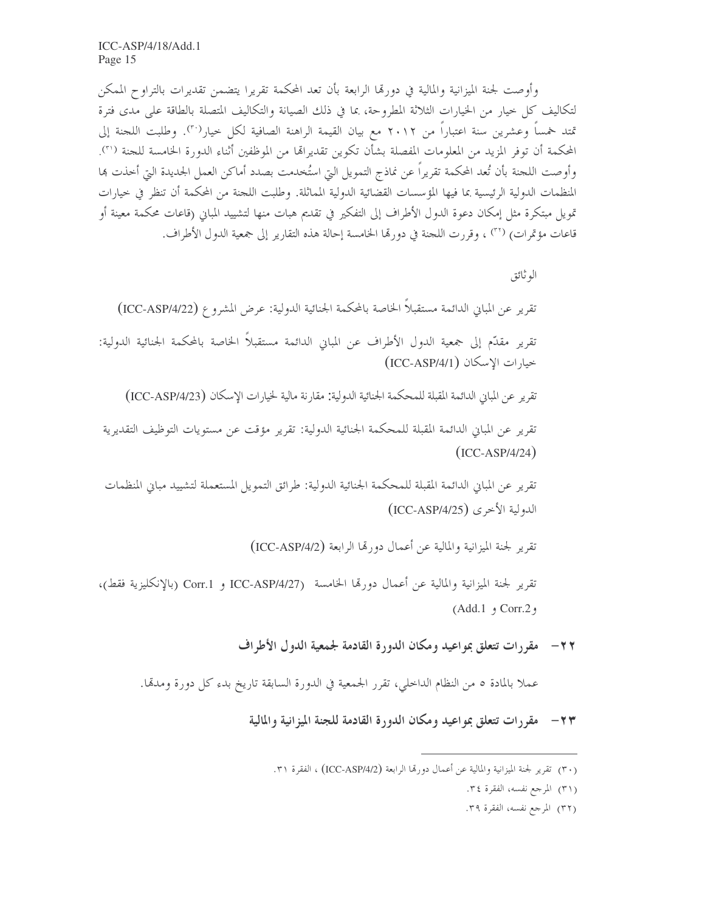وأوصت لجنة الميزانية والمالية في دورتها الرابعة بأن تعد المحكمة تقريرا يتضمن تقديرات بالتراوح الممكن لتكاليف كل خيار من الخيارات الثلاثة المطروحة، بما في ذلك الصيانة والتكاليف المتصلة بالطاقة على مدى فترة تمتد خمساً وعشرين سنة اعتباراً من ٢٠١٢ مع بيان القيمة الراهنة الصافية لكل خيار[٣٠]. وطلبت اللجنة إلى المحكمة أن توفر المزيد من المعلومات المفصلة بشأن تكوين تقديراتها من الموظفين أثناء الدورة الخامسة للجنة [٣١]. وأوصت اللجنة بأن تُعد المحكمة تقريراً عن نماذج التمويل التي استُخدمت بصدد أماكن العمل الجديدة التي أخذت بها المنظمات الدولية الرئيسية بما فيها المؤسسات القضائية الدولية المماثلة. وطلبت اللجنة من المحكمة أن تنظر في خيارات تمويل مبتكرة مثل إمكان دعوة الدول الأطراف إلى التفكير في تقديم هبات منها لتشييد المباني (قاعات محكمة معينة أو قاعات مؤتمرات) [٣٢] ، وقررت اللجنة في دورتها الخامسة إحالة هذه التقارير إلى جمعية الدول الأطراف.

الوثائق

تقرير عن المباني الدائمة مستقبلاً الخاصة بالمحكمة الجنائية الدولية: عرض المشروع (ICC-ASP/4/22)

تقرير مقدّم إلى جمعية الدول الأطراف عن المباني الدائمة مستقبلاً الخاصة بالمحكمة الجنائية الدولية: خيارات الإسكان (ICC-ASP/4/1)

تقرير عن المباني الدائمة المقبلة للمحكمة الجنائية الدولية: مقارنة مالية لخيارات الإسكان (ICC-ASP/4/23)

تقرير عن المباني الدائمة المقبلة للمحكمة الجنائية الدولية: تقرير مؤقت عن مستويات التوظيف التقديرية (ICC-ASP/4/24)

تقرير عن المباني الدائمة المقبلة للمحكمة الجنائية الدولية: طرائق التمويل المستعملة لتشييد مباني المنظمات الدولية الأخرى (ICC-ASP/4/25)

تقرير لجنة الميزانية والمالية عن أعمال دورتها الرابعة (ICC-ASP/4/2)

تقرير لجنة الميزانية والمالية عن أعمال دورتها الخامسة (ICC-ASP/4/27 و Corr.1 (بالإنكليزية فقط)، و Corr.2 و Add.1)

### ٢٢- مقررات تتعلق بمواعيد ومكان الدورة القادمة لجمعية الدول الأطراف

عملا بالمادة ٥ من النظام الداخلي، تقرر الجمعية في الدورة السابقة تاريخ بدء كل دورة ومدتها.

### ٢٣- مقررات تتعلق بمواعيد ومكان الدورة القادمة للجنة الميزانية والمالية

---

(٣٠) تقرير لجنة الميزانية والمالية عن أعمال دورتها الرابعة (ICC-ASP/4/2) ، الفقرة ٣١.

(٣١) المرجع نفسه، الفقرة ٣٤.

(٣٢) المرجع نفسه، الفقرة ٣٩.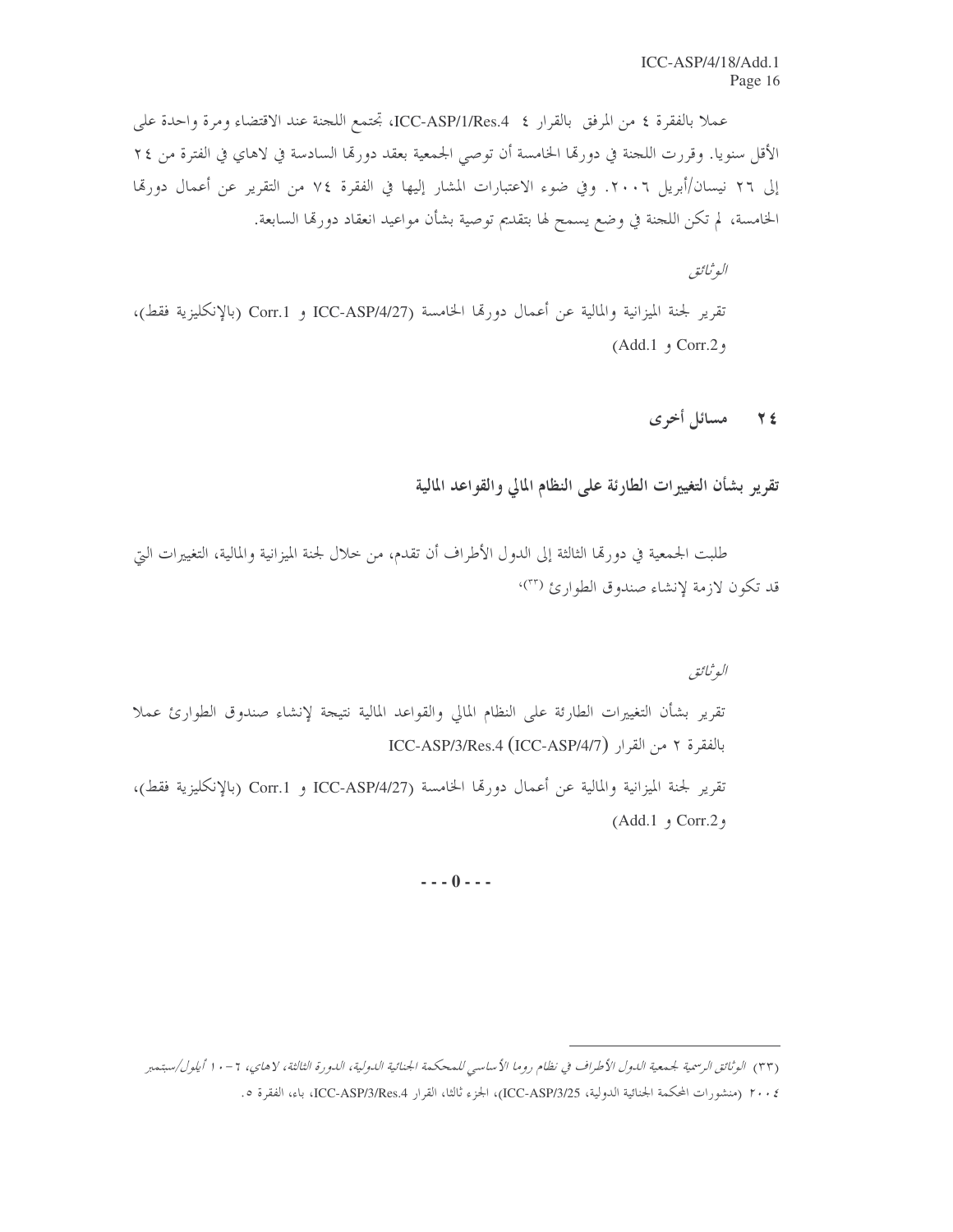عملا بالفقرة ٤ من المرفق بالقرار ٤ ICC-ASP/1/Res.4، تجتمع اللجنة عند الاقتضاء ومرة واحدة على الأقل سنويا. وقررت اللجنة في دورتها الخامسة أن توصي الجمعية بعقد دورتها السادسة في لاهاي في الفترة من ٢٤ إلى ٢٦ نيسان/أبريل ٢٠٠٦. وفي ضوء الاعتبارات المشار إليها في الفقرة ٧٤ من التقرير عن أعمال دورتها الخامسة، لم تكن اللجنة في وضع يسمح لها بتقديم توصية بشأن مواعيد انعقاد دورتها السابعة.

*الوثائق*

تقرير لجنة الميزانية والمالية عن أعمال دورتها الخامسة (ICC-ASP/4/27 و Corr.1 (بالإنكليزية فقط)، وCorr.2 و Add.1)

## ٢٤ مسائل أخرى

### تقرير بشأن التغييرات الطارئة على النظام المالي والقواعد المالية

طلبت الجمعية في دورتها الثالثة إلى الدول الأطراف أن تقدم، من خلال لجنة الميزانية والمالية، التغييرات التي قد تكون لازمة لإنشاء صندوق الطوارئ [٣٣]،

*الوثائق*

تقرير بشأن التغييرات الطارئة على النظام المالي والقواعد المالية نتيجة لإنشاء صندوق الطوارئ عملا بالفقرة ٢ من القرار ICC-ASP/3/Res.4 (ICC-ASP/4/7)

تقرير لجنة الميزانية والمالية عن أعمال دورتها الخامسة (ICC-ASP/4/27 و Corr.1 (بالإنكليزية فقط)، وCorr.2 و Add.1)

- - - 0 - - -

(٣٣) *الوثائق الرسمية لجمعية الدول الأطراف في نظام روما الأساسي للمحكمة الجنائية الدولية، الدورة الثالثة، لاهاي، ٦-١٠ أيلول/سبتمبر ٢٠٠٤* (منشورات المحكمة الجنائية الدولية، ICC-ASP/3/25)، الجزء ثالثا، القرار ICC-ASP/3/Res.4، باء، الفقرة ٥.